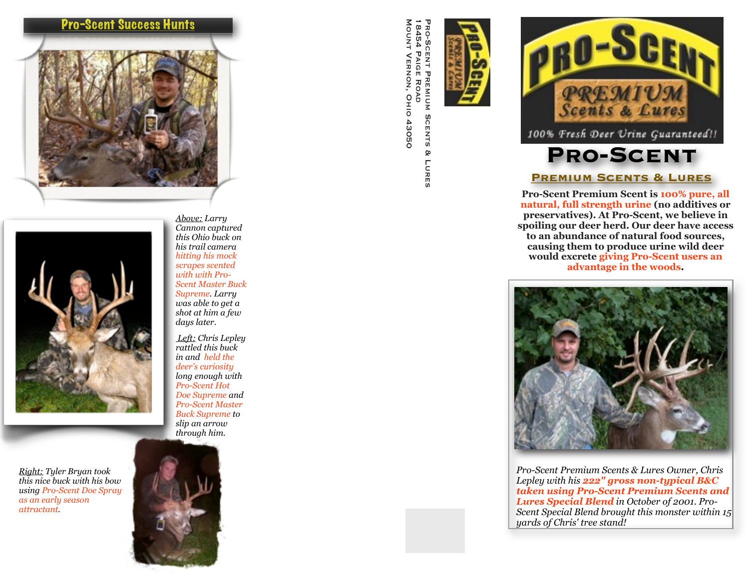## Pro-Scent Success Hunts

*Above: Larry Cannon captured this Ohio buck on his trail camera hitting his mock scrapes scented with with Pro-Scent Master Buck Supreme. Larry was able to get a shot at him a few days later.*

*Left: Chris Lepley rattled this buck in and held the deer's curiosity long enough with Pro-Scent Hot Doe Supreme and Pro-Scent Master Buck Supreme to slip an arrow through him.*

*Right: Tyler Bryan took this nice buck with his bow using Pro-Scent Doe Spray as an early season attractant.*

Pro-Scent Premium Scents & Lures
18454 Paige Road
Mount Vernon, Ohio 43050

PRO-SCENT
PREMIUM Scents & Lures
100% Fresh Deer Urine Guaranteed!!

# Pro-Scent

## Premium Scents & Lures

**Pro-Scent Premium Scent is 100% pure, all natural, full strength urine (no additives or preservatives). At Pro-Scent, we believe in spoiling our deer herd. Our deer have access to an abundance of natural food sources, causing them to produce urine wild deer would excrete giving Pro-Scent users an advantage in the woods.**

*Pro-Scent Premium Scents & Lures Owner, Chris Lepley with his **222" gross non-typical B&C taken using Pro-Scent Premium Scents and Lures Special Blend** in October of 2001. Pro-Scent Special Blend brought this monster within 15 yards of Chris' tree stand!*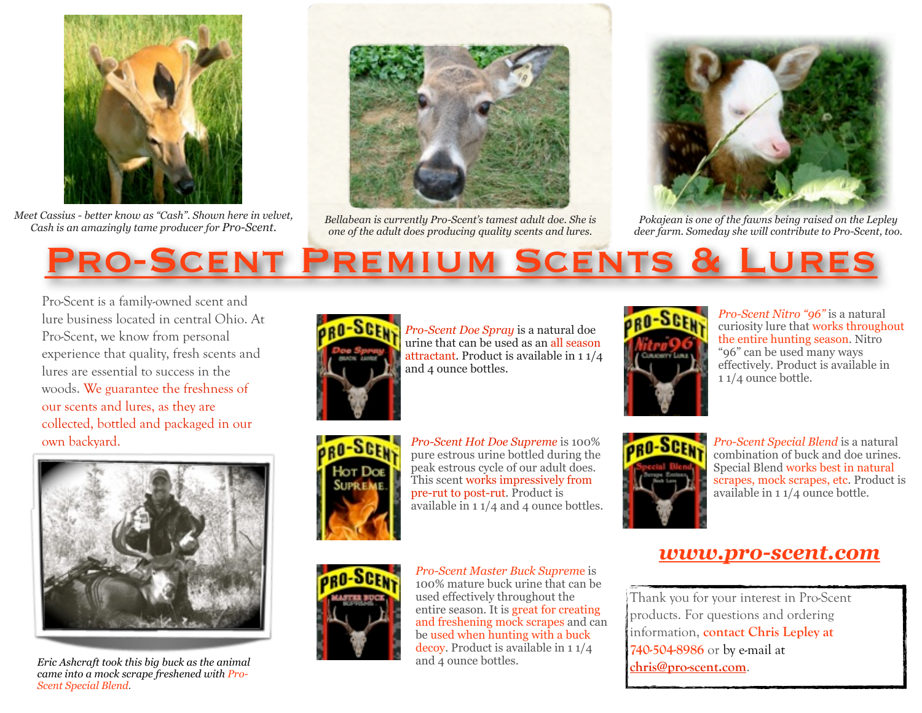*Meet Cassius - better know as "Cash". Shown here in velvet, Cash is an amazingly tame producer for Pro-Scent.*

*Bellabean is currently Pro-Scent's tamest adult doe. She is one of the adult does producing quality scents and lures.*

*Pokajean is one of the fawns being raised on the Lepley deer farm. Someday she will contribute to Pro-Scent, too.*

# Pro-Scent Premium Scents & Lures

Pro-Scent is a family-owned scent and lure business located in central Ohio. At Pro-Scent, we know from personal experience that quality, fresh scents and lures are essential to success in the woods. We guarantee the freshness of our scents and lures, as they are collected, bottled and packaged in our own backyard.

*Eric Ashcraft took this big buck as the animal came into a mock scrape freshened with Pro-Scent Special Blend.*

*Pro-Scent Doe Spray* is a natural doe urine that can be used as an all season attractant. Product is available in 1 1/4 and 4 ounce bottles.

*Pro-Scent Hot Doe Supreme* is 100% pure estrous urine bottled during the peak estrous cycle of our adult does. This scent works impressively from pre-rut to post-rut. Product is available in 1 1/4 and 4 ounce bottles.

*Pro-Scent Master Buck Supreme* is 100% mature buck urine that can be used effectively throughout the entire season. It is great for creating and freshening mock scrapes and can be used when hunting with a buck decoy. Product is available in 1 1/4 and 4 ounce bottles.

*Pro-Scent Nitro "96"* is a natural curiosity lure that works throughout the entire hunting season. Nitro "96" can be used many ways effectively. Product is available in 1 1/4 ounce bottle.

*Pro-Scent Special Blend* is a natural combination of buck and doe urines. Special Blend works best in natural scrapes, mock scrapes, etc. Product is available in 1 1/4 ounce bottle.

***www.pro-scent.com***

Thank you for your interest in Pro-Scent products. For questions and ordering information, **contact Chris Lepley at 740-504-8986** or by e-mail at **chris@pro-scent.com**.